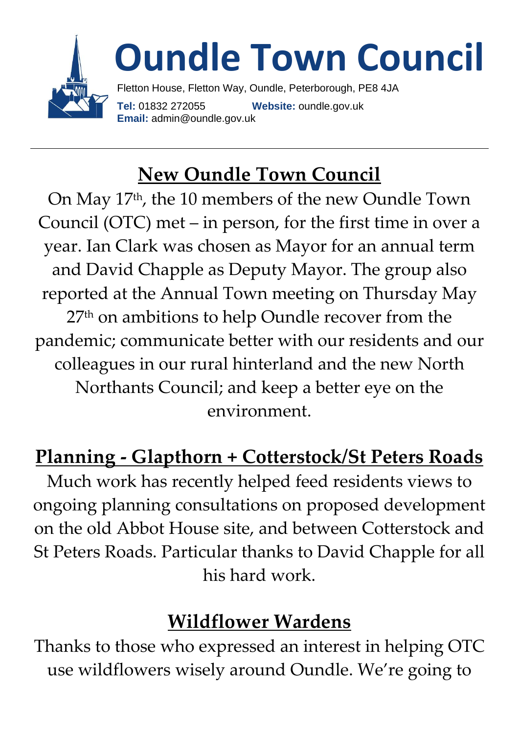# Oundle Town Council

Fletton House, Fletton Way, Oundle, Peterborough, PE8 4JA

**Tel:** 01832 272055 **Website:** oundle.gov.uk
**Email:** admin@oundle.gov.uk

---

## New Oundle Town Council

On May 17th, the 10 members of the new Oundle Town Council (OTC) met – in person, for the first time in over a year. Ian Clark was chosen as Mayor for an annual term and David Chapple as Deputy Mayor. The group also reported at the Annual Town meeting on Thursday May 27th on ambitions to help Oundle recover from the pandemic; communicate better with our residents and our colleagues in our rural hinterland and the new North Northants Council; and keep a better eye on the environment.

## Planning - Glapthorn + Cotterstock/St Peters Roads

Much work has recently helped feed residents views to ongoing planning consultations on proposed development on the old Abbot House site, and between Cotterstock and St Peters Roads. Particular thanks to David Chapple for all his hard work.

## Wildflower Wardens

Thanks to those who expressed an interest in helping OTC use wildflowers wisely around Oundle. We're going to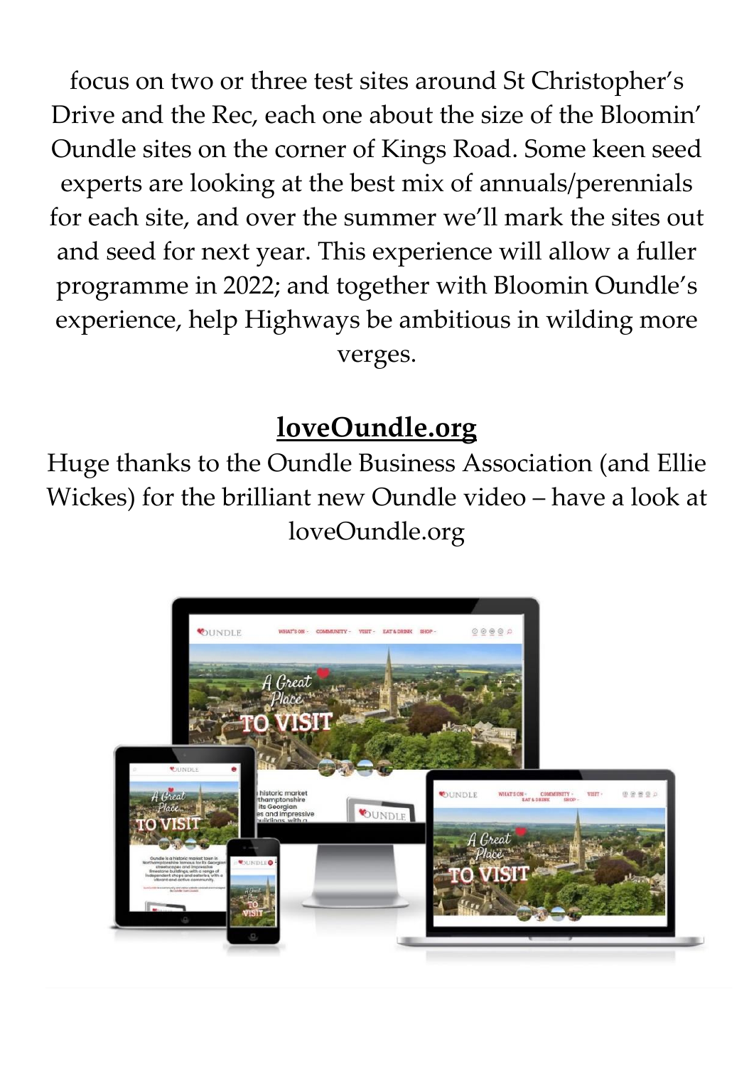focus on two or three test sites around St Christopher's Drive and the Rec, each one about the size of the Bloomin' Oundle sites on the corner of Kings Road. Some keen seed experts are looking at the best mix of annuals/perennials for each site, and over the summer we'll mark the sites out and seed for next year. This experience will allow a fuller programme in 2022; and together with Bloomin Oundle's experience, help Highways be ambitious in wilding more verges.

## loveOundle.org

Huge thanks to the Oundle Business Association (and Ellie Wickes) for the brilliant new Oundle video – have a look at loveOundle.org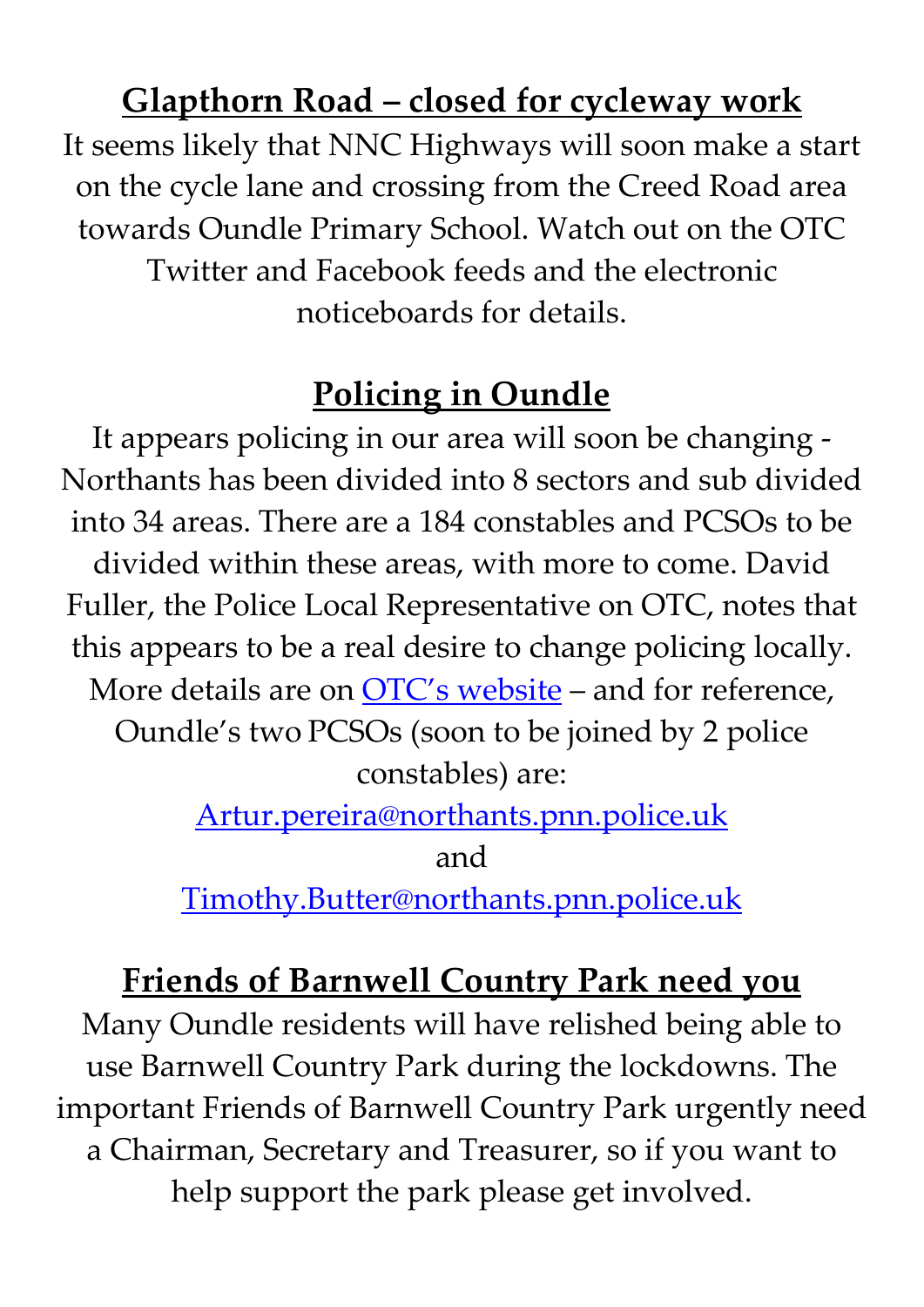## Glapthorn Road – closed for cycleway work

It seems likely that NNC Highways will soon make a start on the cycle lane and crossing from the Creed Road area towards Oundle Primary School. Watch out on the OTC Twitter and Facebook feeds and the electronic noticeboards for details.

## Policing in Oundle

It appears policing in our area will soon be changing - Northants has been divided into 8 sectors and sub divided into 34 areas. There are a 184 constables and PCSOs to be divided within these areas, with more to come. David Fuller, the Police Local Representative on OTC, notes that this appears to be a real desire to change policing locally. More details are on OTC's website – and for reference, Oundle's two PCSOs (soon to be joined by 2 police constables) are:

Artur.pereira@northants.pnn.police.uk

and

Timothy.Butter@northants.pnn.police.uk

## Friends of Barnwell Country Park need you

Many Oundle residents will have relished being able to use Barnwell Country Park during the lockdowns. The important Friends of Barnwell Country Park urgently need a Chairman, Secretary and Treasurer, so if you want to help support the park please get involved.